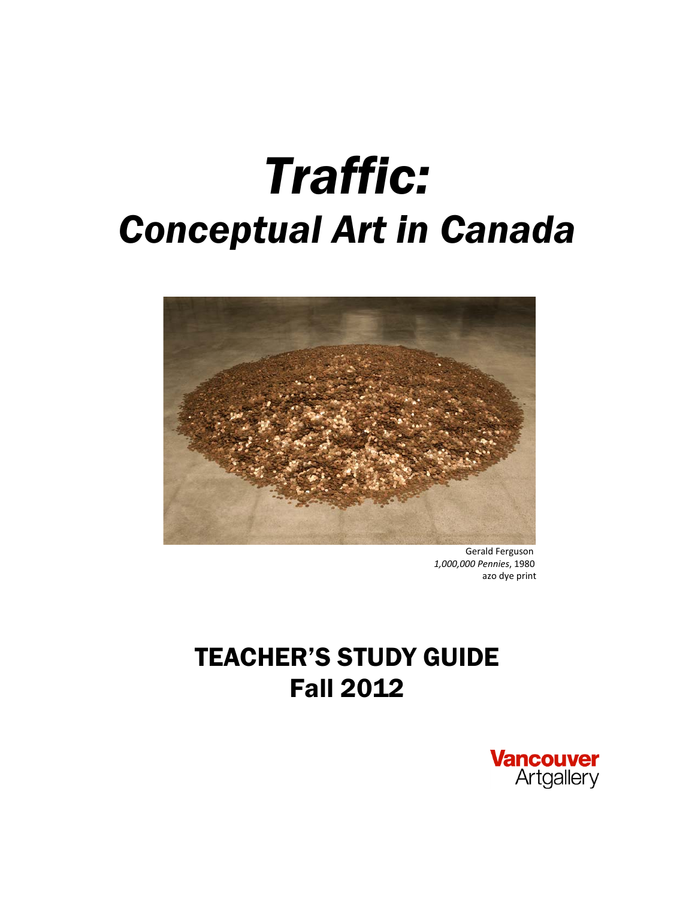# *Traffic:*
# *Conceptual Art in Canada*

Gerald Ferguson
*1,000,000 Pennies*, 1980
azo dye print

## TEACHER'S STUDY GUIDE
## Fall 2012

Vancouver Artgallery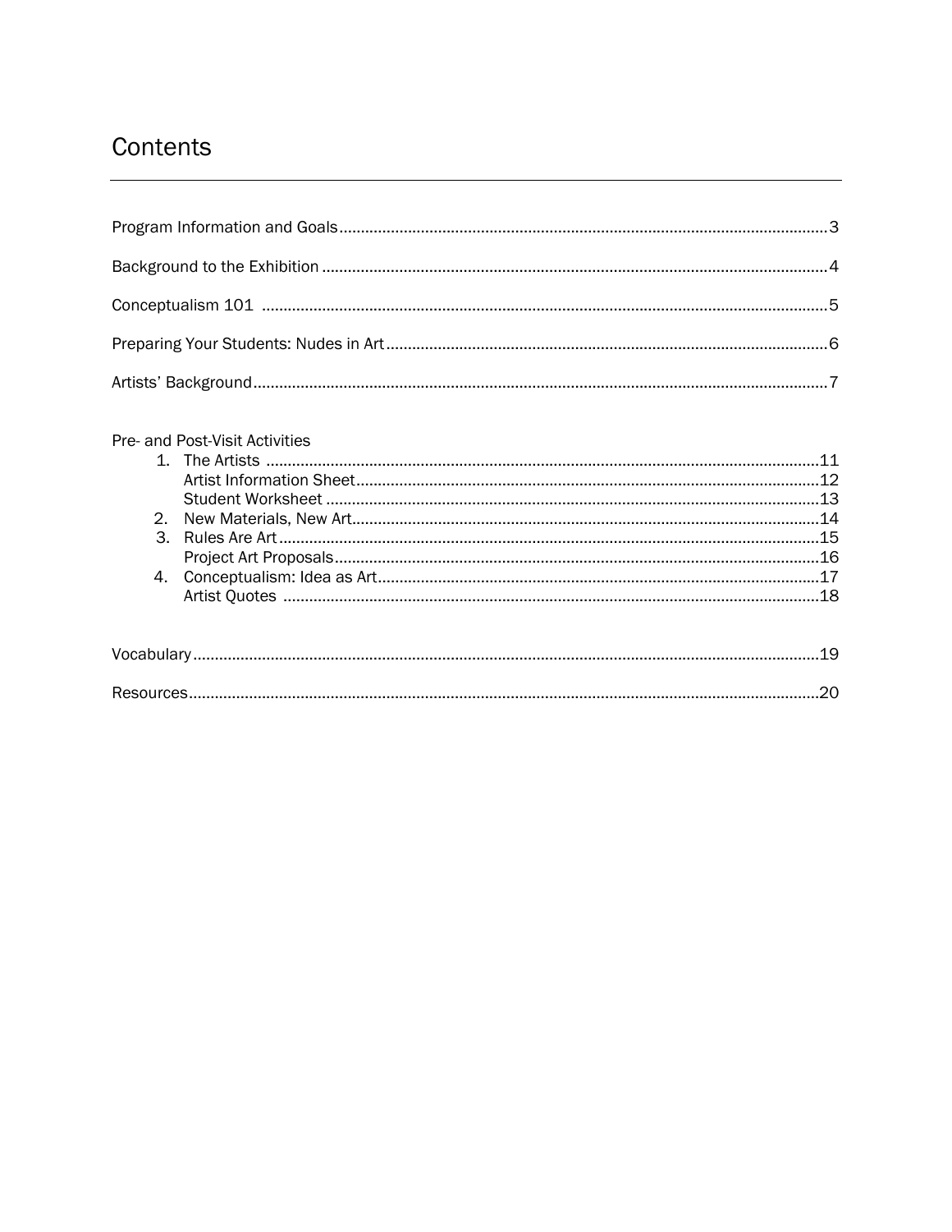# Contents

Program Information and Goals ........ 3

Background to the Exhibition ........ 4

Conceptualism 101 ........ 5

Preparing Your Students: Nudes in Art ........ 6

Artists' Background ........ 7

Pre- and Post-Visit Activities

1. The Artists ........ 11
   - Artist Information Sheet ........ 12
   - Student Worksheet ........ 13
2. New Materials, New Art ........ 14
3. Rules Are Art ........ 15
   - Project Art Proposals ........ 16
4. Conceptualism: Idea as Art ........ 17
   - Artist Quotes ........ 18

Vocabulary ........ 19

Resources ........ 20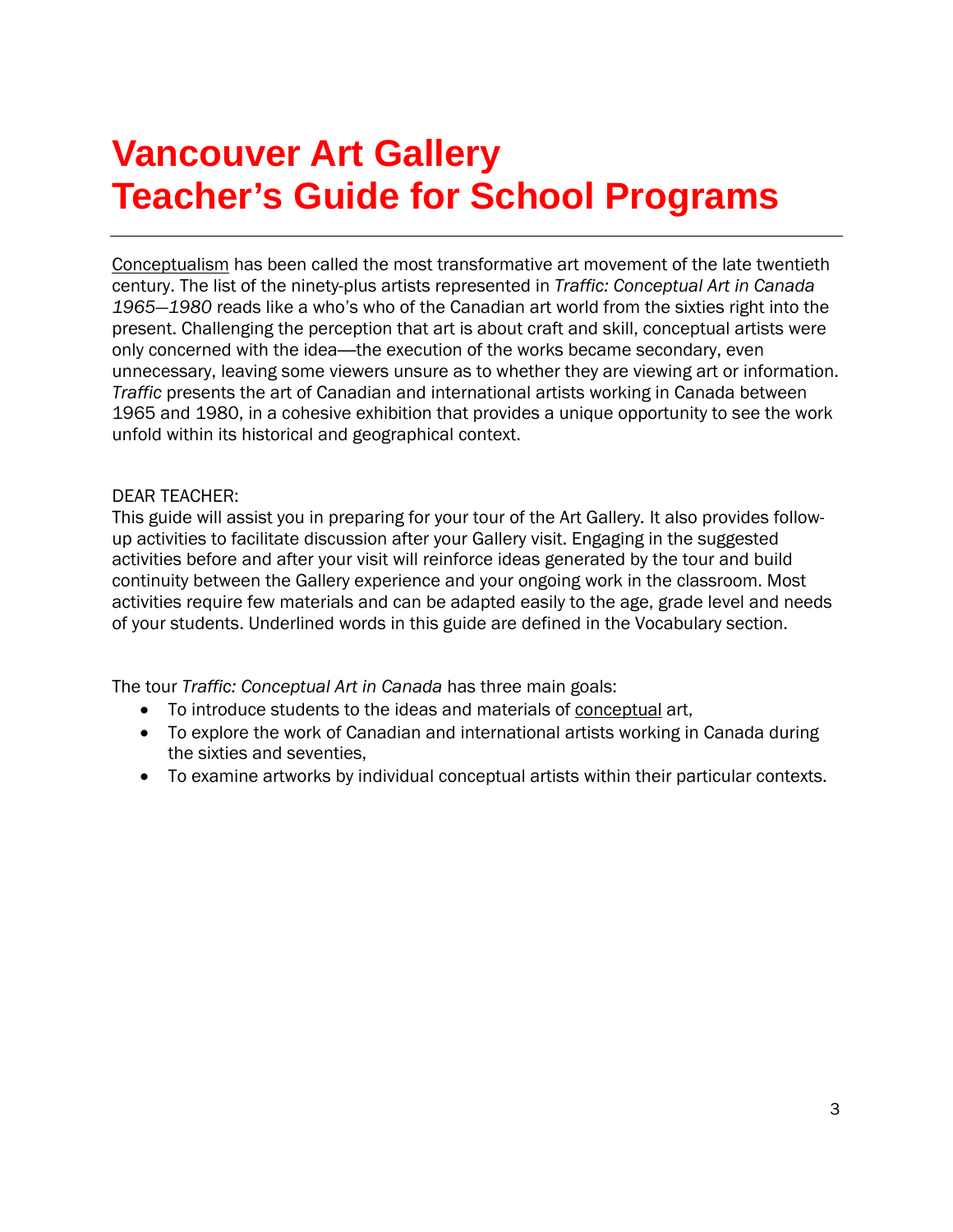# Vancouver Art Gallery
# Teacher's Guide for School Programs

---

Conceptualism has been called the most transformative art movement of the late twentieth century. The list of the ninety-plus artists represented in *Traffic: Conceptual Art in Canada 1965—1980* reads like a who's who of the Canadian art world from the sixties right into the present. Challenging the perception that art is about craft and skill, conceptual artists were only concerned with the idea—the execution of the works became secondary, even unnecessary, leaving some viewers unsure as to whether they are viewing art or information. *Traffic* presents the art of Canadian and international artists working in Canada between 1965 and 1980, in a cohesive exhibition that provides a unique opportunity to see the work unfold within its historical and geographical context.

DEAR TEACHER:
This guide will assist you in preparing for your tour of the Art Gallery. It also provides follow-up activities to facilitate discussion after your Gallery visit. Engaging in the suggested activities before and after your visit will reinforce ideas generated by the tour and build continuity between the Gallery experience and your ongoing work in the classroom. Most activities require few materials and can be adapted easily to the age, grade level and needs of your students. Underlined words in this guide are defined in the Vocabulary section.

The tour *Traffic: Conceptual Art in Canada* has three main goals:

- To introduce students to the ideas and materials of conceptual art,
- To explore the work of Canadian and international artists working in Canada during the sixties and seventies,
- To examine artworks by individual conceptual artists within their particular contexts.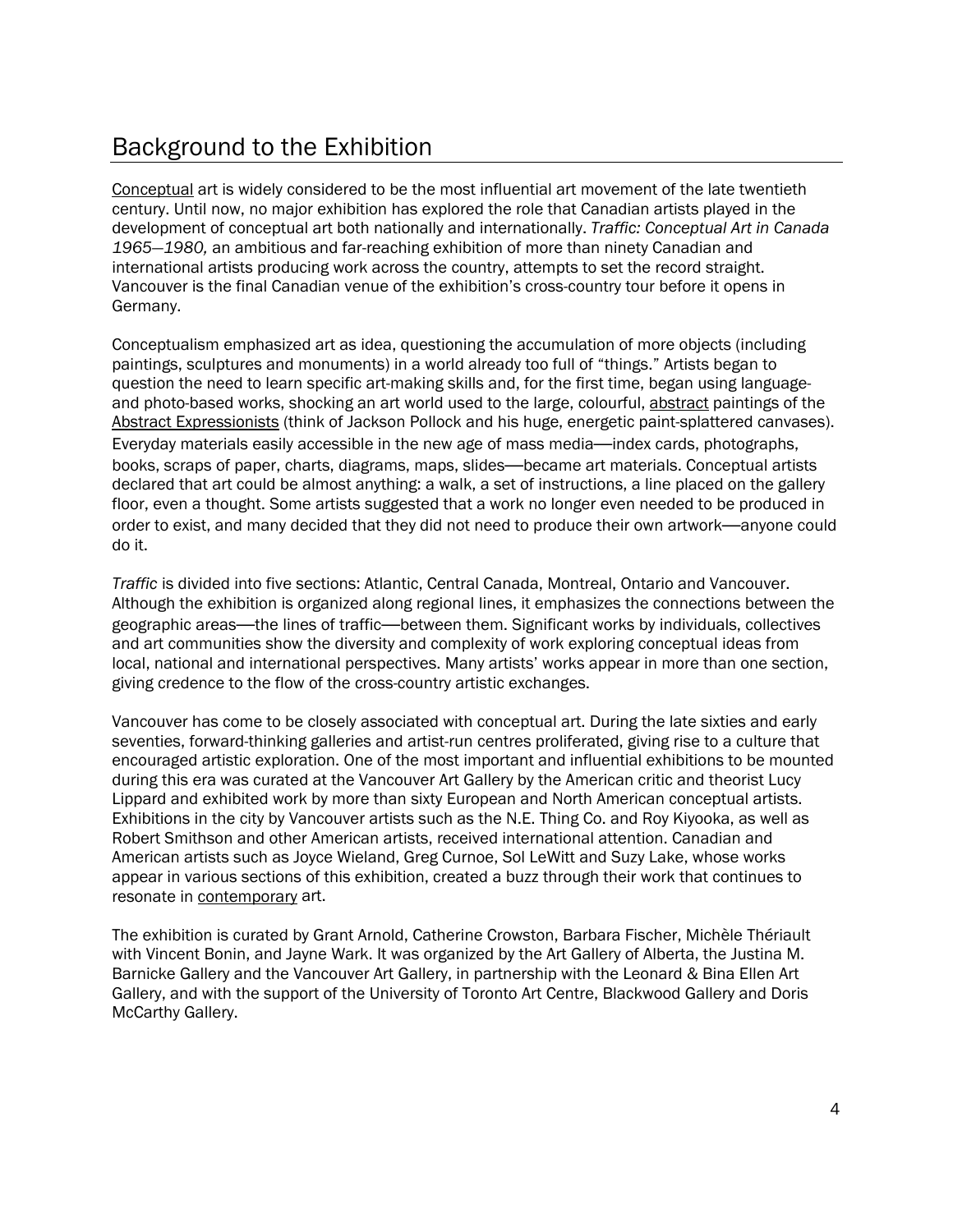## Background to the Exhibition

Conceptual art is widely considered to be the most influential art movement of the late twentieth century. Until now, no major exhibition has explored the role that Canadian artists played in the development of conceptual art both nationally and internationally. *Traffic: Conceptual Art in Canada 1965—1980,* an ambitious and far-reaching exhibition of more than ninety Canadian and international artists producing work across the country, attempts to set the record straight. Vancouver is the final Canadian venue of the exhibition's cross-country tour before it opens in Germany.

Conceptualism emphasized art as idea, questioning the accumulation of more objects (including paintings, sculptures and monuments) in a world already too full of "things." Artists began to question the need to learn specific art-making skills and, for the first time, began using language- and photo-based works, shocking an art world used to the large, colourful, abstract paintings of the Abstract Expressionists (think of Jackson Pollock and his huge, energetic paint-splattered canvases). Everyday materials easily accessible in the new age of mass media—index cards, photographs, books, scraps of paper, charts, diagrams, maps, slides—became art materials. Conceptual artists declared that art could be almost anything: a walk, a set of instructions, a line placed on the gallery floor, even a thought. Some artists suggested that a work no longer even needed to be produced in order to exist, and many decided that they did not need to produce their own artwork—anyone could do it.

*Traffic* is divided into five sections: Atlantic, Central Canada, Montreal, Ontario and Vancouver. Although the exhibition is organized along regional lines, it emphasizes the connections between the geographic areas—the lines of traffic—between them. Significant works by individuals, collectives and art communities show the diversity and complexity of work exploring conceptual ideas from local, national and international perspectives. Many artists' works appear in more than one section, giving credence to the flow of the cross-country artistic exchanges.

Vancouver has come to be closely associated with conceptual art. During the late sixties and early seventies, forward-thinking galleries and artist-run centres proliferated, giving rise to a culture that encouraged artistic exploration. One of the most important and influential exhibitions to be mounted during this era was curated at the Vancouver Art Gallery by the American critic and theorist Lucy Lippard and exhibited work by more than sixty European and North American conceptual artists. Exhibitions in the city by Vancouver artists such as the N.E. Thing Co. and Roy Kiyooka, as well as Robert Smithson and other American artists, received international attention. Canadian and American artists such as Joyce Wieland, Greg Curnoe, Sol LeWitt and Suzy Lake, whose works appear in various sections of this exhibition, created a buzz through their work that continues to resonate in contemporary art.

The exhibition is curated by Grant Arnold, Catherine Crowston, Barbara Fischer, Michèle Thériault with Vincent Bonin, and Jayne Wark. It was organized by the Art Gallery of Alberta, the Justina M. Barnicke Gallery and the Vancouver Art Gallery, in partnership with the Leonard & Bina Ellen Art Gallery, and with the support of the University of Toronto Art Centre, Blackwood Gallery and Doris McCarthy Gallery.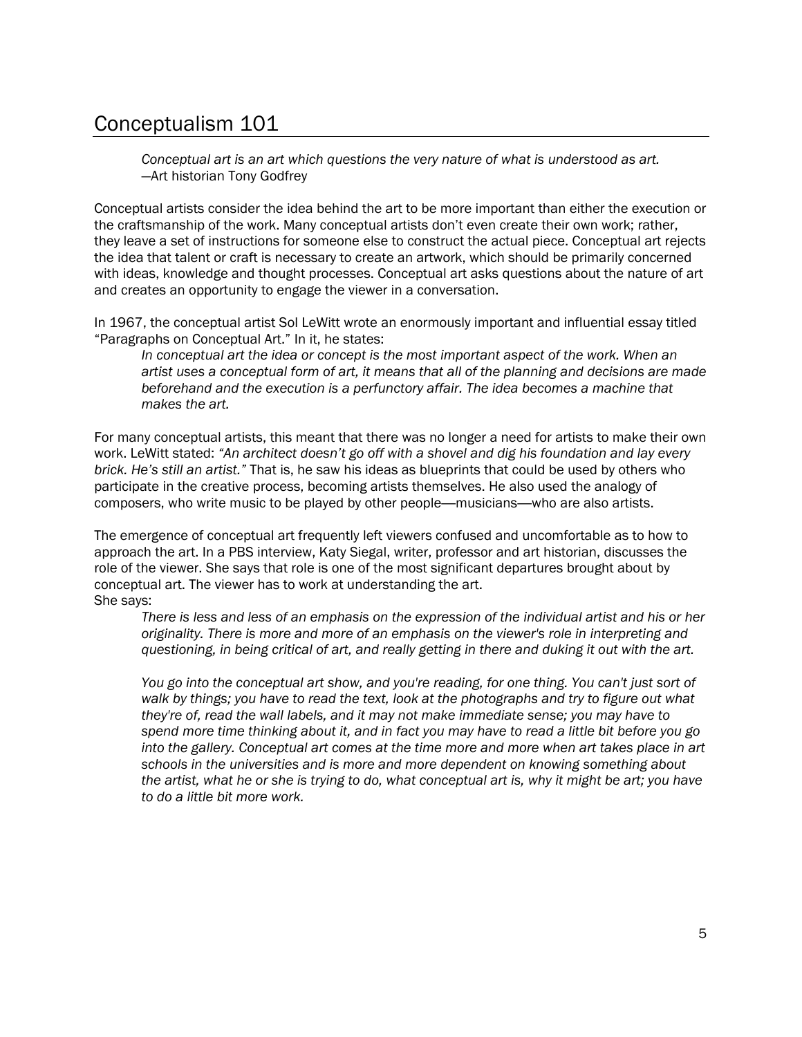# Conceptualism 101

> *Conceptual art is an art which questions the very nature of what is understood as art.*
> —Art historian Tony Godfrey

Conceptual artists consider the idea behind the art to be more important than either the execution or the craftsmanship of the work. Many conceptual artists don't even create their own work; rather, they leave a set of instructions for someone else to construct the actual piece. Conceptual art rejects the idea that talent or craft is necessary to create an artwork, which should be primarily concerned with ideas, knowledge and thought processes. Conceptual art asks questions about the nature of art and creates an opportunity to engage the viewer in a conversation.

In 1967, the conceptual artist Sol LeWitt wrote an enormously important and influential essay titled "Paragraphs on Conceptual Art." In it, he states:

> *In conceptual art the idea or concept is the most important aspect of the work. When an artist uses a conceptual form of art, it means that all of the planning and decisions are made beforehand and the execution is a perfunctory affair. The idea becomes a machine that makes the art.*

For many conceptual artists, this meant that there was no longer a need for artists to make their own work. LeWitt stated: *"An architect doesn't go off with a shovel and dig his foundation and lay every brick. He's still an artist."* That is, he saw his ideas as blueprints that could be used by others who participate in the creative process, becoming artists themselves. He also used the analogy of composers, who write music to be played by other people—musicians—who are also artists.

The emergence of conceptual art frequently left viewers confused and uncomfortable as to how to approach the art. In a PBS interview, Katy Siegal, writer, professor and art historian, discusses the role of the viewer. She says that role is one of the most significant departures brought about by conceptual art. The viewer has to work at understanding the art.
She says:

> *There is less and less of an emphasis on the expression of the individual artist and his or her originality. There is more and more of an emphasis on the viewer's role in interpreting and questioning, in being critical of art, and really getting in there and duking it out with the art.*
>
> *You go into the conceptual art show, and you're reading, for one thing. You can't just sort of walk by things; you have to read the text, look at the photographs and try to figure out what they're of, read the wall labels, and it may not make immediate sense; you may have to spend more time thinking about it, and in fact you may have to read a little bit before you go into the gallery. Conceptual art comes at the time more and more when art takes place in art schools in the universities and is more and more dependent on knowing something about the artist, what he or she is trying to do, what conceptual art is, why it might be art; you have to do a little bit more work.*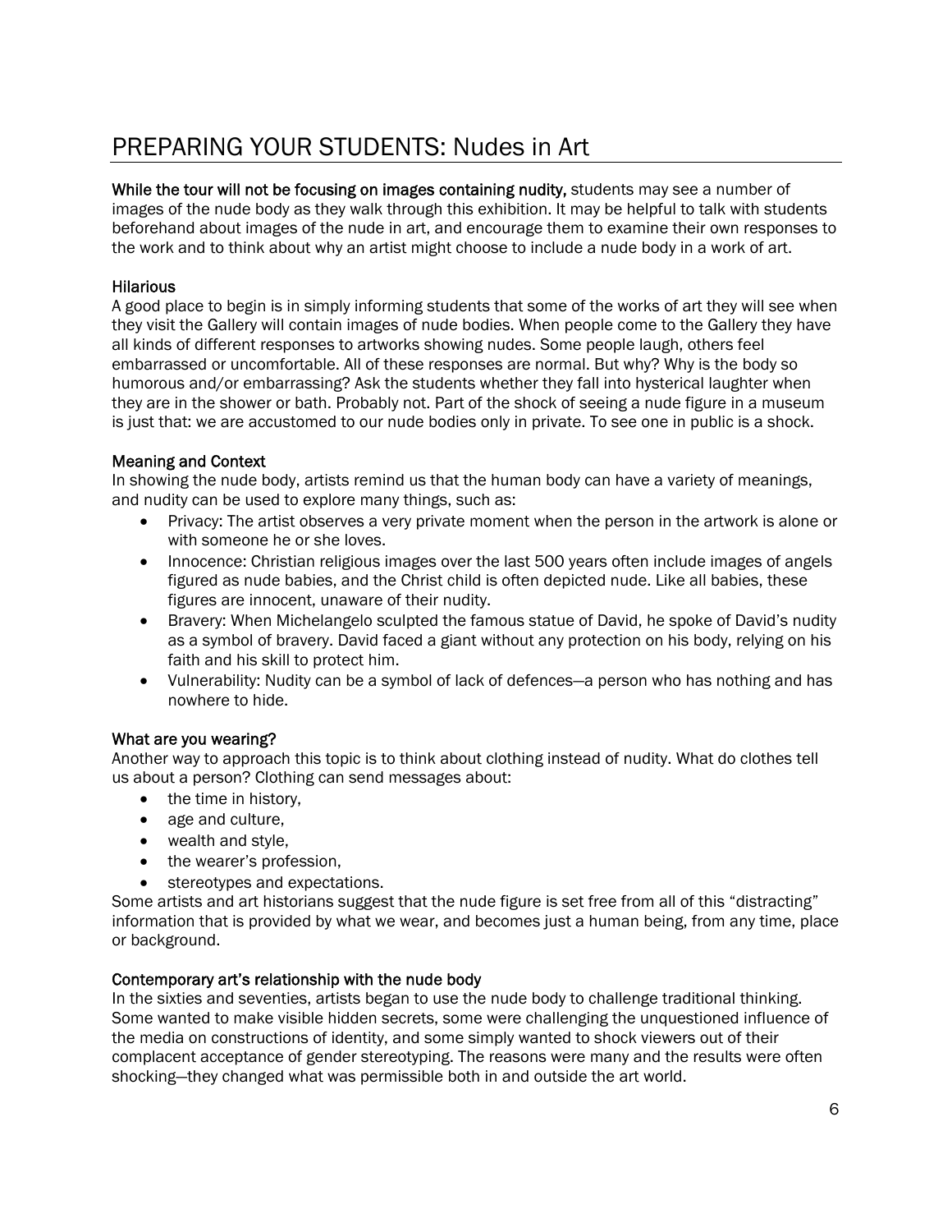# PREPARING YOUR STUDENTS: Nudes in Art

**While the tour will not be focusing on images containing nudity,** students may see a number of images of the nude body as they walk through this exhibition. It may be helpful to talk with students beforehand about images of the nude in art, and encourage them to examine their own responses to the work and to think about why an artist might choose to include a nude body in a work of art.

### Hilarious

A good place to begin is in simply informing students that some of the works of art they will see when they visit the Gallery will contain images of nude bodies. When people come to the Gallery they have all kinds of different responses to artworks showing nudes. Some people laugh, others feel embarrassed or uncomfortable. All of these responses are normal. But why? Why is the body so humorous and/or embarrassing? Ask the students whether they fall into hysterical laughter when they are in the shower or bath. Probably not. Part of the shock of seeing a nude figure in a museum is just that: we are accustomed to our nude bodies only in private. To see one in public is a shock.

### Meaning and Context

In showing the nude body, artists remind us that the human body can have a variety of meanings, and nudity can be used to explore many things, such as:

- Privacy: The artist observes a very private moment when the person in the artwork is alone or with someone he or she loves.
- Innocence: Christian religious images over the last 500 years often include images of angels figured as nude babies, and the Christ child is often depicted nude. Like all babies, these figures are innocent, unaware of their nudity.
- Bravery: When Michelangelo sculpted the famous statue of David, he spoke of David's nudity as a symbol of bravery. David faced a giant without any protection on his body, relying on his faith and his skill to protect him.
- Vulnerability: Nudity can be a symbol of lack of defences—a person who has nothing and has nowhere to hide.

### What are you wearing?

Another way to approach this topic is to think about clothing instead of nudity. What do clothes tell us about a person? Clothing can send messages about:

- the time in history,
- age and culture,
- wealth and style,
- the wearer's profession,
- stereotypes and expectations.

Some artists and art historians suggest that the nude figure is set free from all of this "distracting" information that is provided by what we wear, and becomes just a human being, from any time, place or background.

### Contemporary art's relationship with the nude body

In the sixties and seventies, artists began to use the nude body to challenge traditional thinking. Some wanted to make visible hidden secrets, some were challenging the unquestioned influence of the media on constructions of identity, and some simply wanted to shock viewers out of their complacent acceptance of gender stereotyping. The reasons were many and the results were often shocking—they changed what was permissible both in and outside the art world.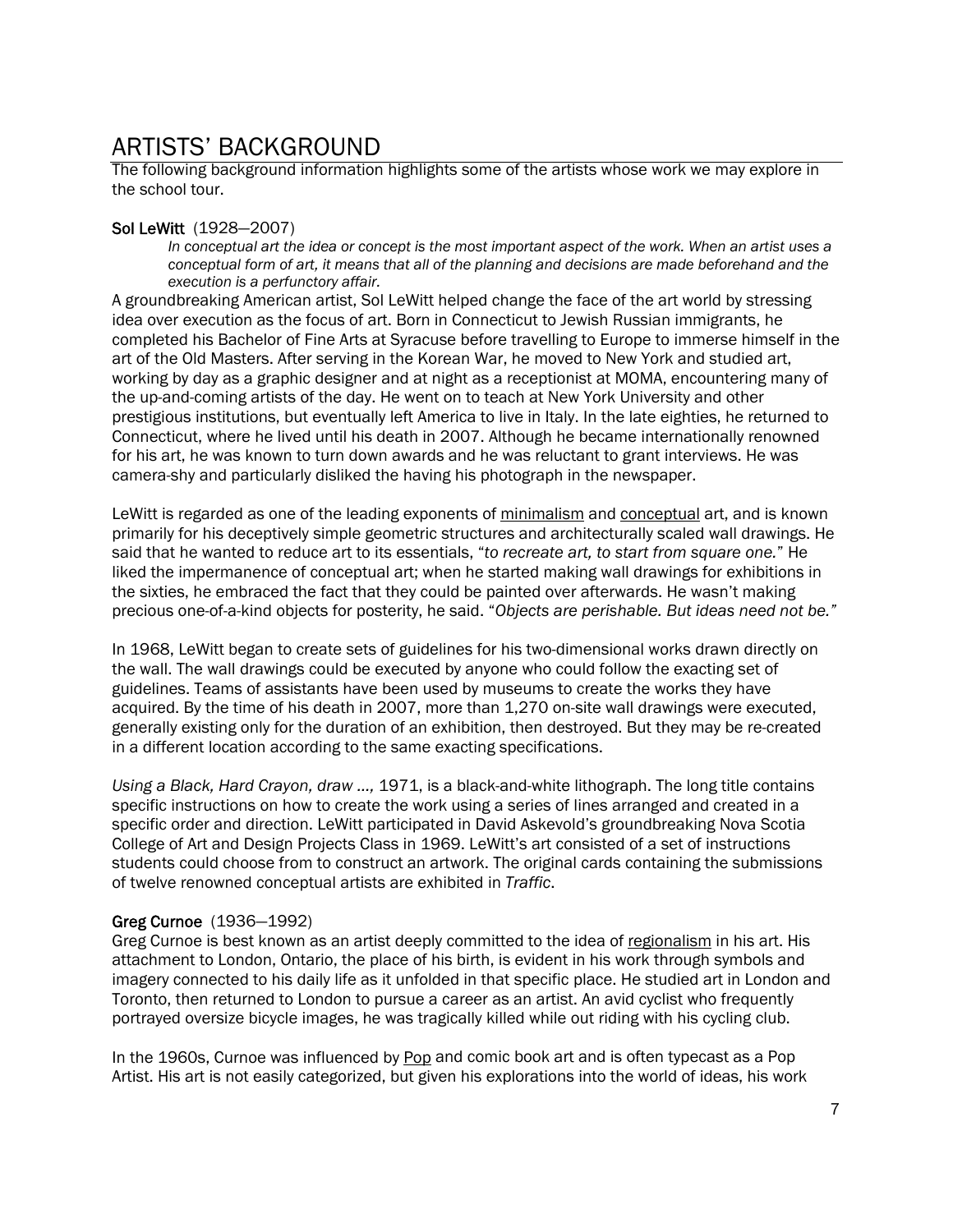# ARTISTS' BACKGROUND

The following background information highlights some of the artists whose work we may explore in the school tour.

**Sol LeWitt** (1928—2007)

> *In conceptual art the idea or concept is the most important aspect of the work. When an artist uses a conceptual form of art, it means that all of the planning and decisions are made beforehand and the execution is a perfunctory affair.*

A groundbreaking American artist, Sol LeWitt helped change the face of the art world by stressing idea over execution as the focus of art. Born in Connecticut to Jewish Russian immigrants, he completed his Bachelor of Fine Arts at Syracuse before travelling to Europe to immerse himself in the art of the Old Masters. After serving in the Korean War, he moved to New York and studied art, working by day as a graphic designer and at night as a receptionist at MOMA, encountering many of the up-and-coming artists of the day. He went on to teach at New York University and other prestigious institutions, but eventually left America to live in Italy. In the late eighties, he returned to Connecticut, where he lived until his death in 2007. Although he became internationally renowned for his art, he was known to turn down awards and he was reluctant to grant interviews. He was camera-shy and particularly disliked the having his photograph in the newspaper.

LeWitt is regarded as one of the leading exponents of minimalism and conceptual art, and is known primarily for his deceptively simple geometric structures and architecturally scaled wall drawings. He said that he wanted to reduce art to its essentials, "*to recreate art, to start from square one.*" He liked the impermanence of conceptual art; when he started making wall drawings for exhibitions in the sixties, he embraced the fact that they could be painted over afterwards. He wasn't making precious one-of-a-kind objects for posterity, he said. "*Objects are perishable. But ideas need not be.*"

In 1968, LeWitt began to create sets of guidelines for his two-dimensional works drawn directly on the wall. The wall drawings could be executed by anyone who could follow the exacting set of guidelines. Teams of assistants have been used by museums to create the works they have acquired. By the time of his death in 2007, more than 1,270 on-site wall drawings were executed, generally existing only for the duration of an exhibition, then destroyed. But they may be re-created in a different location according to the same exacting specifications.

*Using a Black, Hard Crayon, draw …,* 1971, is a black-and-white lithograph. The long title contains specific instructions on how to create the work using a series of lines arranged and created in a specific order and direction. LeWitt participated in David Askevold's groundbreaking Nova Scotia College of Art and Design Projects Class in 1969. LeWitt's art consisted of a set of instructions students could choose from to construct an artwork. The original cards containing the submissions of twelve renowned conceptual artists are exhibited in *Traffic*.

**Greg Curnoe** (1936—1992)

Greg Curnoe is best known as an artist deeply committed to the idea of regionalism in his art. His attachment to London, Ontario, the place of his birth, is evident in his work through symbols and imagery connected to his daily life as it unfolded in that specific place. He studied art in London and Toronto, then returned to London to pursue a career as an artist. An avid cyclist who frequently portrayed oversize bicycle images, he was tragically killed while out riding with his cycling club.

In the 1960s, Curnoe was influenced by Pop and comic book art and is often typecast as a Pop Artist. His art is not easily categorized, but given his explorations into the world of ideas, his work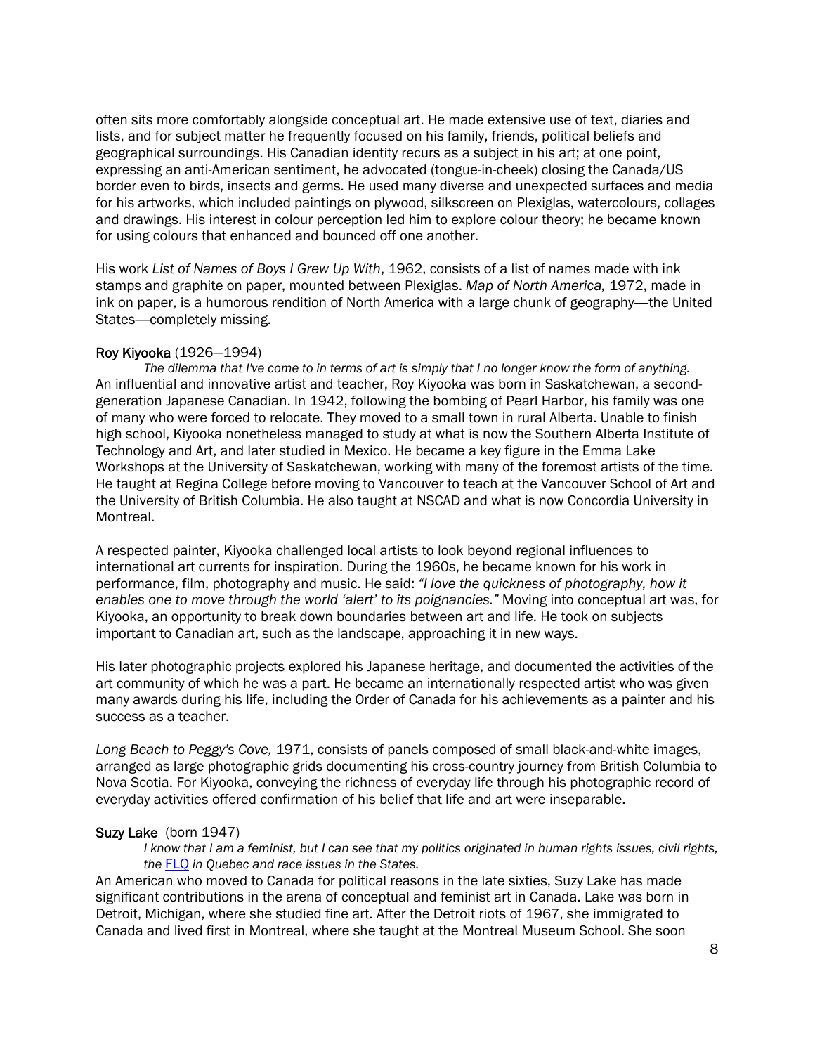often sits more comfortably alongside conceptual art. He made extensive use of text, diaries and lists, and for subject matter he frequently focused on his family, friends, political beliefs and geographical surroundings. His Canadian identity recurs as a subject in his art; at one point, expressing an anti-American sentiment, he advocated (tongue-in-cheek) closing the Canada/US border even to birds, insects and germs. He used many diverse and unexpected surfaces and media for his artworks, which included paintings on plywood, silkscreen on Plexiglas, watercolours, collages and drawings. His interest in colour perception led him to explore colour theory; he became known for using colours that enhanced and bounced off one another.

His work *List of Names of Boys I Grew Up With*, 1962, consists of a list of names made with ink stamps and graphite on paper, mounted between Plexiglas. *Map of North America,* 1972, made in ink on paper, is a humorous rendition of North America with a large chunk of geography—the United States—completely missing.

**Roy Kiyooka** (1926—1994)

*The dilemma that I've come to in terms of art is simply that I no longer know the form of anything.*

An influential and innovative artist and teacher, Roy Kiyooka was born in Saskatchewan, a second-generation Japanese Canadian. In 1942, following the bombing of Pearl Harbor, his family was one of many who were forced to relocate. They moved to a small town in rural Alberta. Unable to finish high school, Kiyooka nonetheless managed to study at what is now the Southern Alberta Institute of Technology and Art, and later studied in Mexico. He became a key figure in the Emma Lake Workshops at the University of Saskatchewan, working with many of the foremost artists of the time. He taught at Regina College before moving to Vancouver to teach at the Vancouver School of Art and the University of British Columbia. He also taught at NSCAD and what is now Concordia University in Montreal.

A respected painter, Kiyooka challenged local artists to look beyond regional influences to international art currents for inspiration. During the 1960s, he became known for his work in performance, film, photography and music. He said: *"I love the quickness of photography, how it enables one to move through the world 'alert' to its poignancies."* Moving into conceptual art was, for Kiyooka, an opportunity to break down boundaries between art and life. He took on subjects important to Canadian art, such as the landscape, approaching it in new ways.

His later photographic projects explored his Japanese heritage, and documented the activities of the art community of which he was a part. He became an internationally respected artist who was given many awards during his life, including the Order of Canada for his achievements as a painter and his success as a teacher.

*Long Beach to Peggy's Cove,* 1971, consists of panels composed of small black-and-white images, arranged as large photographic grids documenting his cross-country journey from British Columbia to Nova Scotia. For Kiyooka, conveying the richness of everyday life through his photographic record of everyday activities offered confirmation of his belief that life and art were inseparable.

**Suzy Lake** (born 1947)

*I know that I am a feminist, but I can see that my politics originated in human rights issues, civil rights, the FLQ in Quebec and race issues in the States.*

An American who moved to Canada for political reasons in the late sixties, Suzy Lake has made significant contributions in the arena of conceptual and feminist art in Canada. Lake was born in Detroit, Michigan, where she studied fine art. After the Detroit riots of 1967, she immigrated to Canada and lived first in Montreal, where she taught at the Montreal Museum School. She soon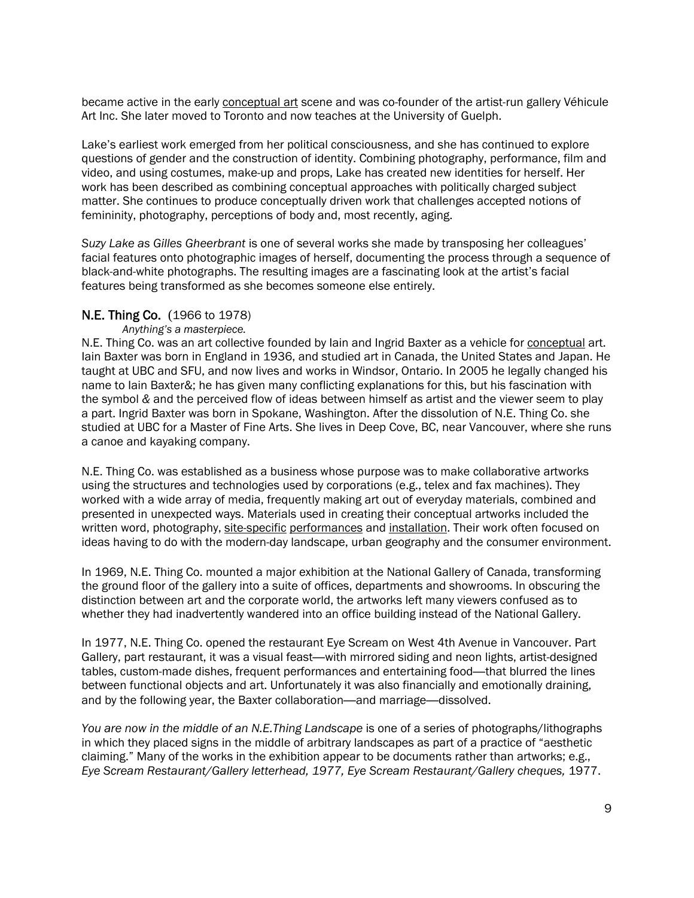became active in the early conceptual art scene and was co-founder of the artist-run gallery Véhicule Art Inc. She later moved to Toronto and now teaches at the University of Guelph.

Lake's earliest work emerged from her political consciousness, and she has continued to explore questions of gender and the construction of identity. Combining photography, performance, film and video, and using costumes, make-up and props, Lake has created new identities for herself. Her work has been described as combining conceptual approaches with politically charged subject matter. She continues to produce conceptually driven work that challenges accepted notions of femininity, photography, perceptions of body and, most recently, aging.

*Suzy Lake as Gilles Gheerbrant* is one of several works she made by transposing her colleagues' facial features onto photographic images of herself, documenting the process through a sequence of black-and-white photographs. The resulting images are a fascinating look at the artist's facial features being transformed as she becomes someone else entirely.

### N.E. Thing Co. (1966 to 1978)

*Anything's a masterpiece.*

N.E. Thing Co. was an art collective founded by Iain and Ingrid Baxter as a vehicle for conceptual art. Iain Baxter was born in England in 1936, and studied art in Canada, the United States and Japan. He taught at UBC and SFU, and now lives and works in Windsor, Ontario. In 2005 he legally changed his name to Iain Baxter&; he has given many conflicting explanations for this, but his fascination with the symbol & and the perceived flow of ideas between himself as artist and the viewer seem to play a part. Ingrid Baxter was born in Spokane, Washington. After the dissolution of N.E. Thing Co. she studied at UBC for a Master of Fine Arts. She lives in Deep Cove, BC, near Vancouver, where she runs a canoe and kayaking company.

N.E. Thing Co. was established as a business whose purpose was to make collaborative artworks using the structures and technologies used by corporations (e.g., telex and fax machines). They worked with a wide array of media, frequently making art out of everyday materials, combined and presented in unexpected ways. Materials used in creating their conceptual artworks included the written word, photography, site-specific performances and installation. Their work often focused on ideas having to do with the modern-day landscape, urban geography and the consumer environment.

In 1969, N.E. Thing Co. mounted a major exhibition at the National Gallery of Canada, transforming the ground floor of the gallery into a suite of offices, departments and showrooms. In obscuring the distinction between art and the corporate world, the artworks left many viewers confused as to whether they had inadvertently wandered into an office building instead of the National Gallery.

In 1977, N.E. Thing Co. opened the restaurant Eye Scream on West 4th Avenue in Vancouver. Part Gallery, part restaurant, it was a visual feast—with mirrored siding and neon lights, artist-designed tables, custom-made dishes, frequent performances and entertaining food—that blurred the lines between functional objects and art. Unfortunately it was also financially and emotionally draining, and by the following year, the Baxter collaboration—and marriage—dissolved.

*You are now in the middle of an N.E.Thing Landscape* is one of a series of photographs/lithographs in which they placed signs in the middle of arbitrary landscapes as part of a practice of "aesthetic claiming." Many of the works in the exhibition appear to be documents rather than artworks; e.g., *Eye Scream Restaurant/Gallery letterhead, 1977, Eye Scream Restaurant/Gallery cheques,* 1977.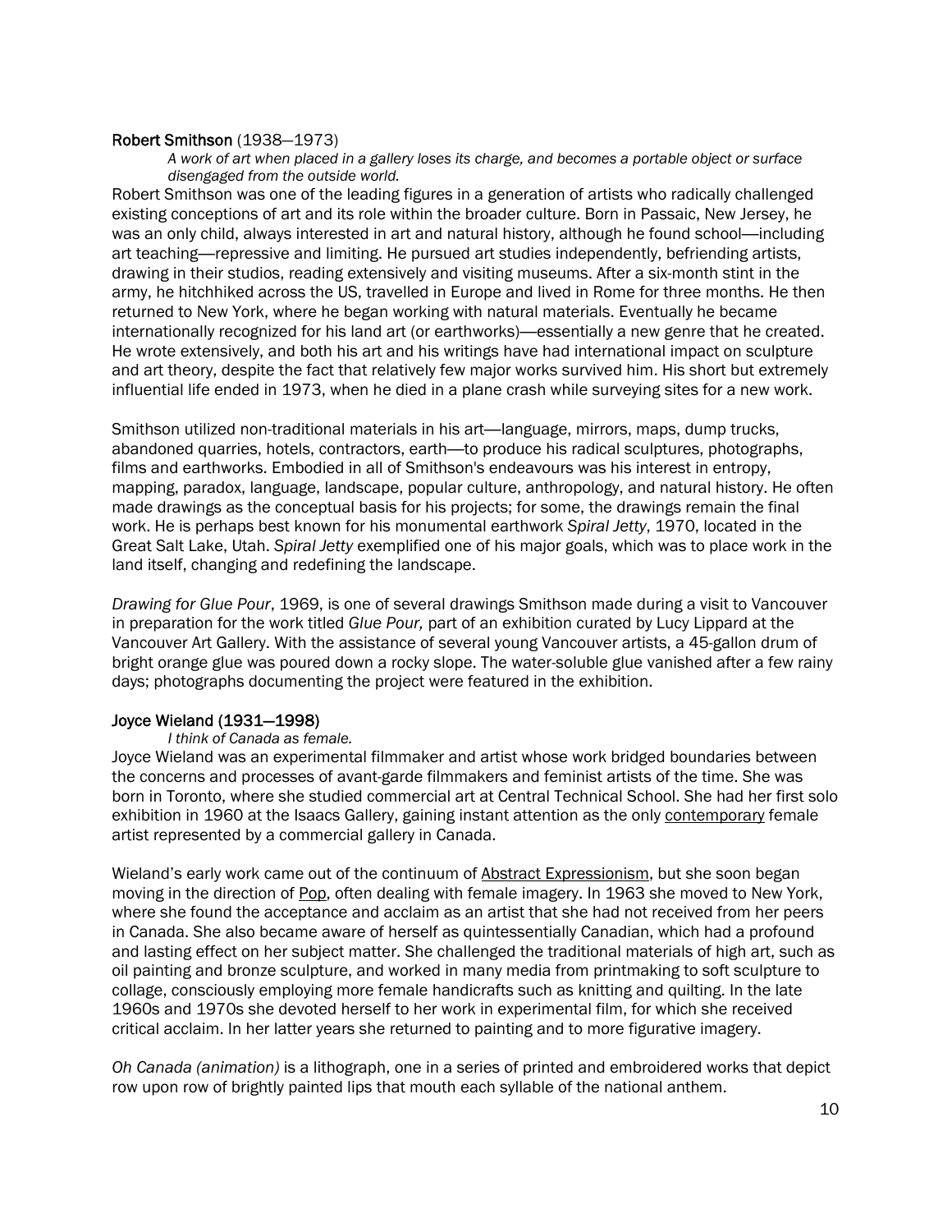### Robert Smithson (1938—1973)

> *A work of art when placed in a gallery loses its charge, and becomes a portable object or surface disengaged from the outside world.*

Robert Smithson was one of the leading figures in a generation of artists who radically challenged existing conceptions of art and its role within the broader culture. Born in Passaic, New Jersey, he was an only child, always interested in art and natural history, although he found school—including art teaching—repressive and limiting. He pursued art studies independently, befriending artists, drawing in their studios, reading extensively and visiting museums. After a six-month stint in the army, he hitchhiked across the US, travelled in Europe and lived in Rome for three months. He then returned to New York, where he began working with natural materials. Eventually he became internationally recognized for his land art (or earthworks)—essentially a new genre that he created. He wrote extensively, and both his art and his writings have had international impact on sculpture and art theory, despite the fact that relatively few major works survived him. His short but extremely influential life ended in 1973, when he died in a plane crash while surveying sites for a new work.

Smithson utilized non-traditional materials in his art—language, mirrors, maps, dump trucks, abandoned quarries, hotels, contractors, earth—to produce his radical sculptures, photographs, films and earthworks. Embodied in all of Smithson's endeavours was his interest in entropy, mapping, paradox, language, landscape, popular culture, anthropology, and natural history. He often made drawings as the conceptual basis for his projects; for some, the drawings remain the final work. He is perhaps best known for his monumental earthwork *Spiral Jetty*, 1970, located in the Great Salt Lake, Utah. *Spiral Jetty* exemplified one of his major goals, which was to place work in the land itself, changing and redefining the landscape.

*Drawing for Glue Pour*, 1969, is one of several drawings Smithson made during a visit to Vancouver in preparation for the work titled *Glue Pour,* part of an exhibition curated by Lucy Lippard at the Vancouver Art Gallery. With the assistance of several young Vancouver artists, a 45-gallon drum of bright orange glue was poured down a rocky slope. The water-soluble glue vanished after a few rainy days; photographs documenting the project were featured in the exhibition.

### Joyce Wieland (1931—1998)

> *I think of Canada as female.*

Joyce Wieland was an experimental filmmaker and artist whose work bridged boundaries between the concerns and processes of avant-garde filmmakers and feminist artists of the time. She was born in Toronto, where she studied commercial art at Central Technical School. She had her first solo exhibition in 1960 at the Isaacs Gallery, gaining instant attention as the only contemporary female artist represented by a commercial gallery in Canada.

Wieland's early work came out of the continuum of Abstract Expressionism, but she soon began moving in the direction of Pop, often dealing with female imagery. In 1963 she moved to New York, where she found the acceptance and acclaim as an artist that she had not received from her peers in Canada. She also became aware of herself as quintessentially Canadian, which had a profound and lasting effect on her subject matter. She challenged the traditional materials of high art, such as oil painting and bronze sculpture, and worked in many media from printmaking to soft sculpture to collage, consciously employing more female handicrafts such as knitting and quilting. In the late 1960s and 1970s she devoted herself to her work in experimental film, for which she received critical acclaim. In her latter years she returned to painting and to more figurative imagery.

*Oh Canada (animation)* is a lithograph, one in a series of printed and embroidered works that depict row upon row of brightly painted lips that mouth each syllable of the national anthem.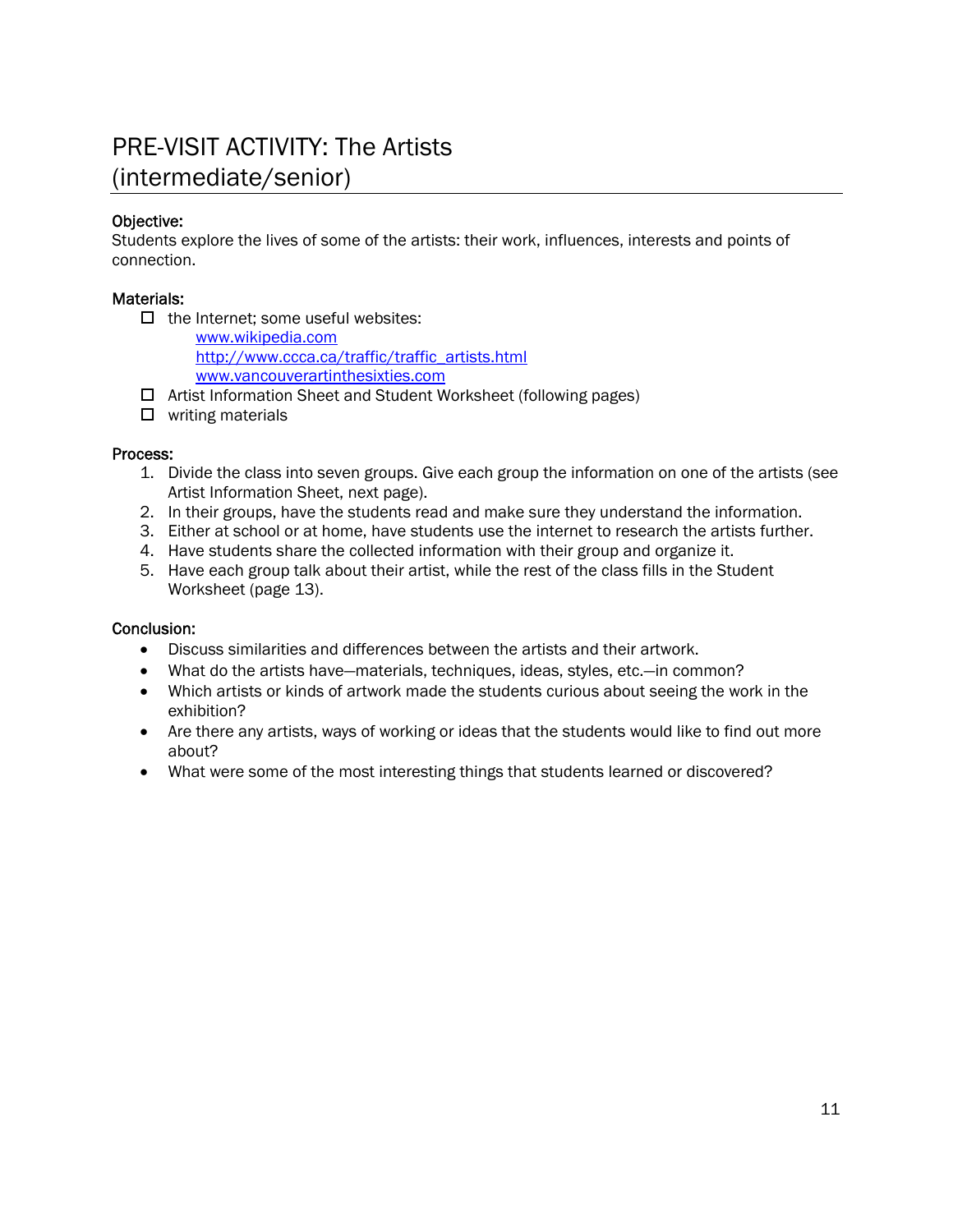# PRE-VISIT ACTIVITY: The Artists (intermediate/senior)

**Objective:**
Students explore the lives of some of the artists: their work, influences, interests and points of connection.

**Materials:**

- ☐ the Internet; some useful websites:
  - www.wikipedia.com
  - http://www.ccca.ca/traffic/traffic_artists.html
  - www.vancouverartinthesixties.com
- ☐ Artist Information Sheet and Student Worksheet (following pages)
- ☐ writing materials

**Process:**

1. Divide the class into seven groups. Give each group the information on one of the artists (see Artist Information Sheet, next page).
2. In their groups, have the students read and make sure they understand the information.
3. Either at school or at home, have students use the internet to research the artists further.
4. Have students share the collected information with their group and organize it.
5. Have each group talk about their artist, while the rest of the class fills in the Student Worksheet (page 13).

**Conclusion:**

- Discuss similarities and differences between the artists and their artwork.
- What do the artists have—materials, techniques, ideas, styles, etc.—in common?
- Which artists or kinds of artwork made the students curious about seeing the work in the exhibition?
- Are there any artists, ways of working or ideas that the students would like to find out more about?
- What were some of the most interesting things that students learned or discovered?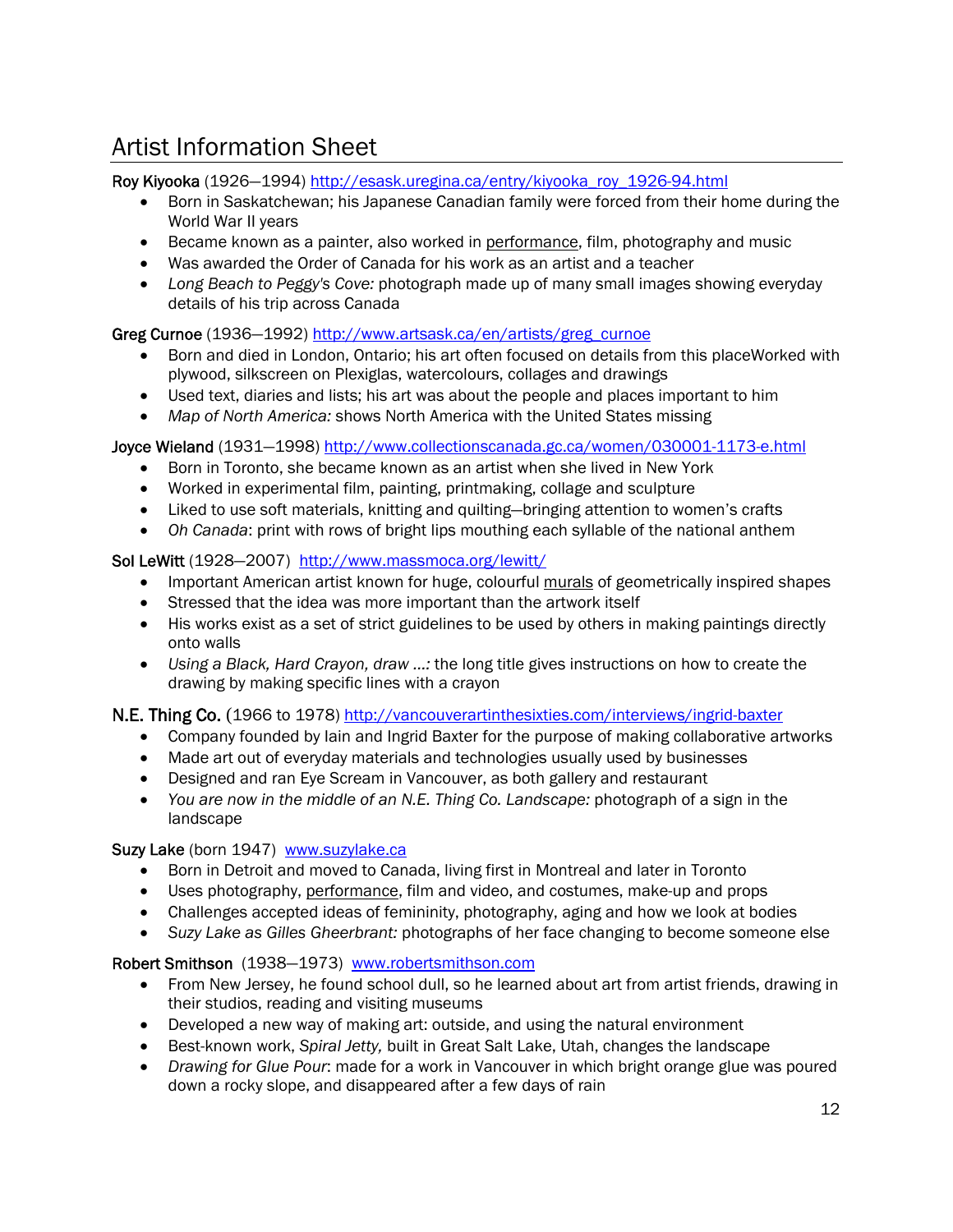# Artist Information Sheet

**Roy Kiyooka** (1926—1994) http://esask.uregina.ca/entry/kiyooka_roy_1926-94.html

- Born in Saskatchewan; his Japanese Canadian family were forced from their home during the World War II years
- Became known as a painter, also worked in performance, film, photography and music
- Was awarded the Order of Canada for his work as an artist and a teacher
- *Long Beach to Peggy's Cove:* photograph made up of many small images showing everyday details of his trip across Canada

**Greg Curnoe** (1936—1992) http://www.artsask.ca/en/artists/greg_curnoe

- Born and died in London, Ontario; his art often focused on details from this placeWorked with plywood, silkscreen on Plexiglas, watercolours, collages and drawings
- Used text, diaries and lists; his art was about the people and places important to him
- *Map of North America:* shows North America with the United States missing

**Joyce Wieland** (1931—1998) http://www.collectionscanada.gc.ca/women/030001-1173-e.html

- Born in Toronto, she became known as an artist when she lived in New York
- Worked in experimental film, painting, printmaking, collage and sculpture
- Liked to use soft materials, knitting and quilting—bringing attention to women's crafts
- *Oh Canada*: print with rows of bright lips mouthing each syllable of the national anthem

**Sol LeWitt** (1928—2007) http://www.massmoca.org/lewitt/

- Important American artist known for huge, colourful murals of geometrically inspired shapes
- Stressed that the idea was more important than the artwork itself
- His works exist as a set of strict guidelines to be used by others in making paintings directly onto walls
- *Using a Black, Hard Crayon, draw ...:* the long title gives instructions on how to create the drawing by making specific lines with a crayon

**N.E. Thing Co.** (1966 to 1978) http://vancouverartinthesixties.com/interviews/ingrid-baxter

- Company founded by Iain and Ingrid Baxter for the purpose of making collaborative artworks
- Made art out of everyday materials and technologies usually used by businesses
- Designed and ran Eye Scream in Vancouver, as both gallery and restaurant
- *You are now in the middle of an N.E. Thing Co. Landscape:* photograph of a sign in the landscape

**Suzy Lake** (born 1947) www.suzylake.ca

- Born in Detroit and moved to Canada, living first in Montreal and later in Toronto
- Uses photography, performance, film and video, and costumes, make-up and props
- Challenges accepted ideas of femininity, photography, aging and how we look at bodies
- *Suzy Lake as Gilles Gheerbrant:* photographs of her face changing to become someone else

**Robert Smithson** (1938—1973) www.robertsmithson.com

- From New Jersey, he found school dull, so he learned about art from artist friends, drawing in their studios, reading and visiting museums
- Developed a new way of making art: outside, and using the natural environment
- Best-known work, *Spiral Jetty,* built in Great Salt Lake, Utah, changes the landscape
- *Drawing for Glue Pour*: made for a work in Vancouver in which bright orange glue was poured down a rocky slope, and disappeared after a few days of rain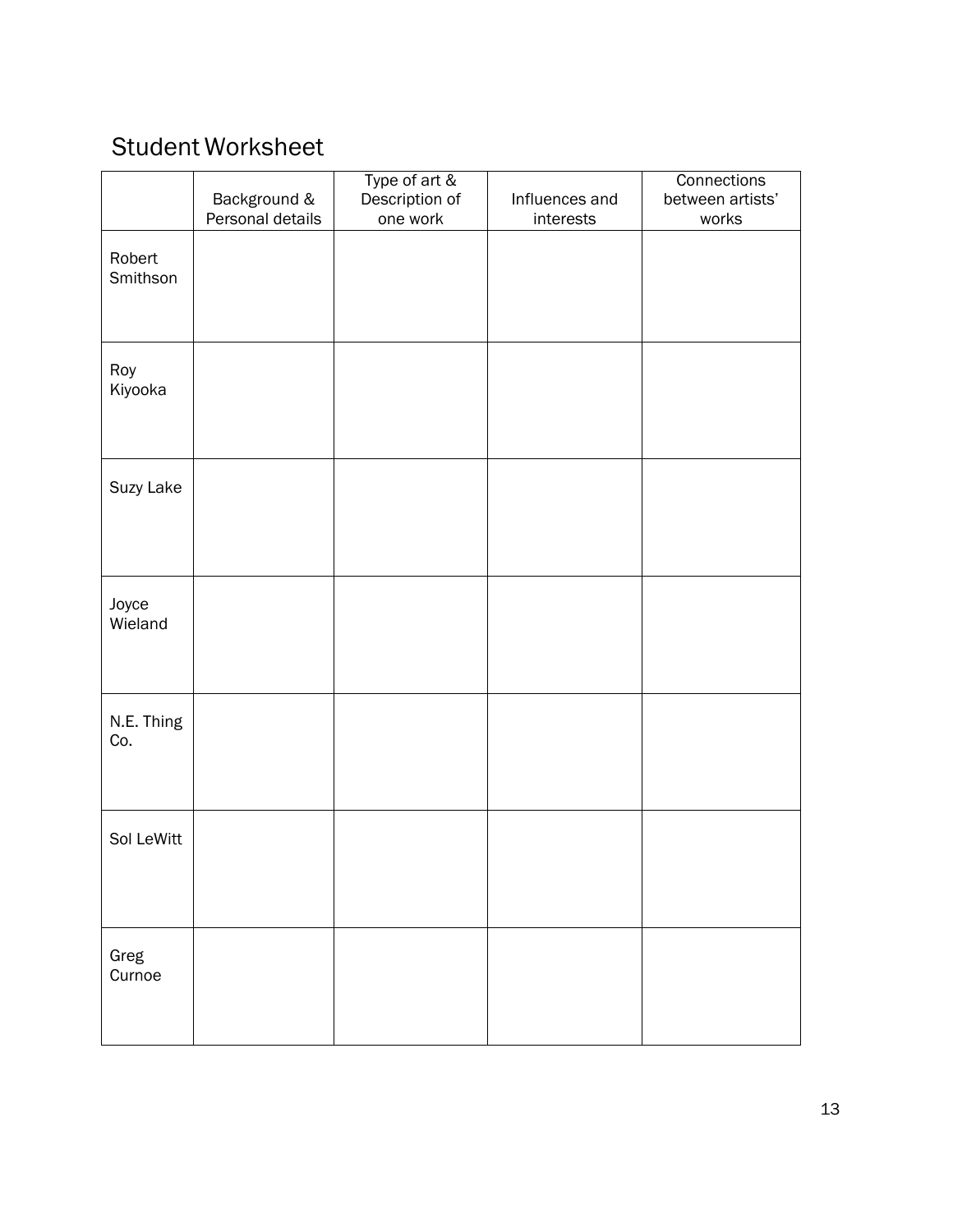## Student Worksheet

| | Background & Personal details | Type of art & Description of one work | Influences and interests | Connections between artists' works |
|---|---|---|---|---|
| Robert Smithson | | | | |
| Roy Kiyooka | | | | |
| Suzy Lake | | | | |
| Joyce Wieland | | | | |
| N.E. Thing Co. | | | | |
| Sol LeWitt | | | | |
| Greg Curnoe | | | | |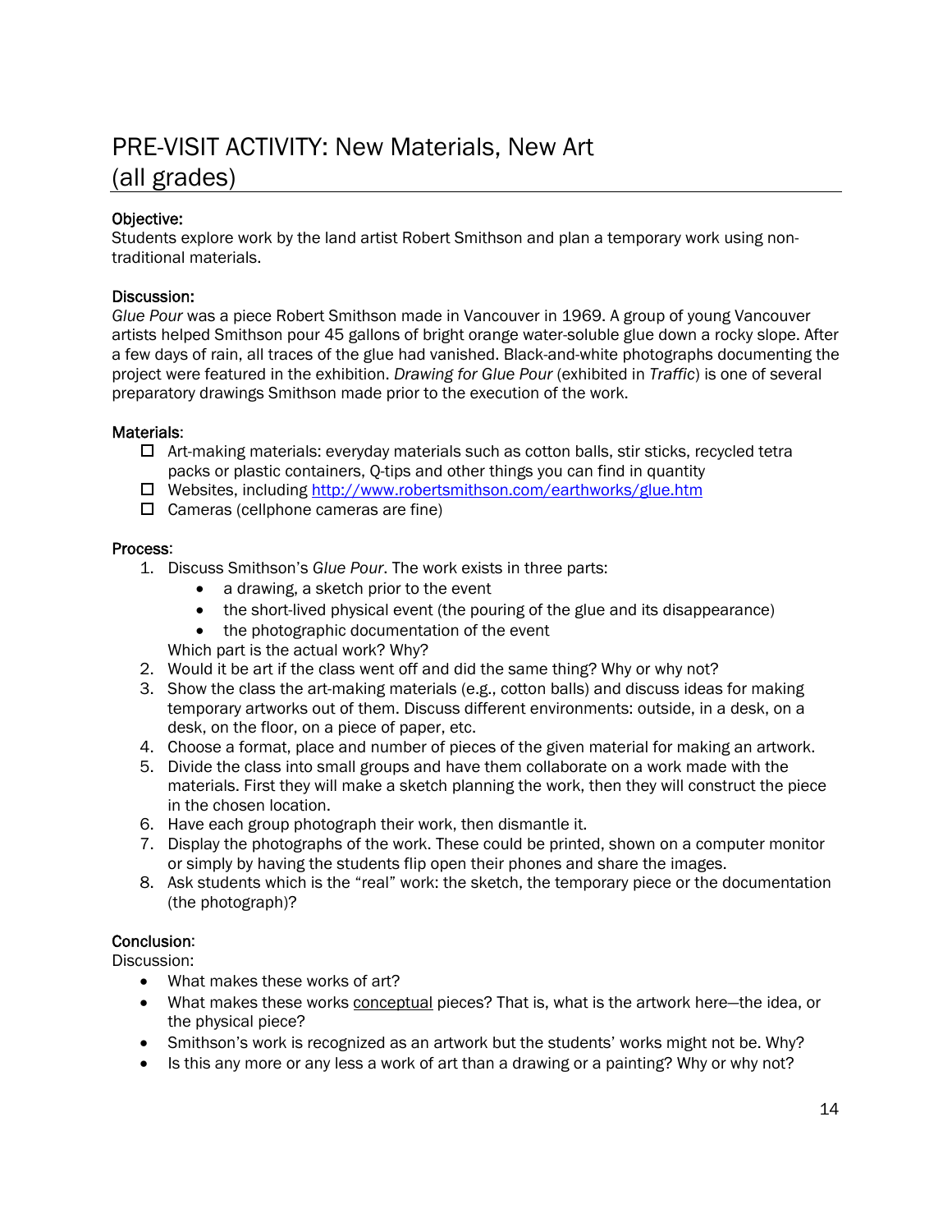# PRE-VISIT ACTIVITY: New Materials, New Art (all grades)

**Objective:**
Students explore work by the land artist Robert Smithson and plan a temporary work using non-traditional materials.

**Discussion:**
*Glue Pour* was a piece Robert Smithson made in Vancouver in 1969. A group of young Vancouver artists helped Smithson pour 45 gallons of bright orange water-soluble glue down a rocky slope. After a few days of rain, all traces of the glue had vanished. Black-and-white photographs documenting the project were featured in the exhibition. *Drawing for Glue Pour* (exhibited in *Traffic*) is one of several preparatory drawings Smithson made prior to the execution of the work.

**Materials:**

- ☐ Art-making materials: everyday materials such as cotton balls, stir sticks, recycled tetra packs or plastic containers, Q-tips and other things you can find in quantity
- ☐ Websites, including [http://www.robertsmithson.com/earthworks/glue.htm](http://www.robertsmithson.com/earthworks/glue.htm)
- ☐ Cameras (cellphone cameras are fine)

**Process:**

1. Discuss Smithson's *Glue Pour*. The work exists in three parts:
   - a drawing, a sketch prior to the event
   - the short-lived physical event (the pouring of the glue and its disappearance)
   - the photographic documentation of the event

   Which part is the actual work? Why?
2. Would it be art if the class went off and did the same thing? Why or why not?
3. Show the class the art-making materials (e.g., cotton balls) and discuss ideas for making temporary artworks out of them. Discuss different environments: outside, in a desk, on a desk, on the floor, on a piece of paper, etc.
4. Choose a format, place and number of pieces of the given material for making an artwork.
5. Divide the class into small groups and have them collaborate on a work made with the materials. First they will make a sketch planning the work, then they will construct the piece in the chosen location.
6. Have each group photograph their work, then dismantle it.
7. Display the photographs of the work. These could be printed, shown on a computer monitor or simply by having the students flip open their phones and share the images.
8. Ask students which is the "real" work: the sketch, the temporary piece or the documentation (the photograph)?

**Conclusion:**
Discussion:

- What makes these works of art?
- What makes these works conceptual pieces? That is, what is the artwork here—the idea, or the physical piece?
- Smithson's work is recognized as an artwork but the students' works might not be. Why?
- Is this any more or any less a work of art than a drawing or a painting? Why or why not?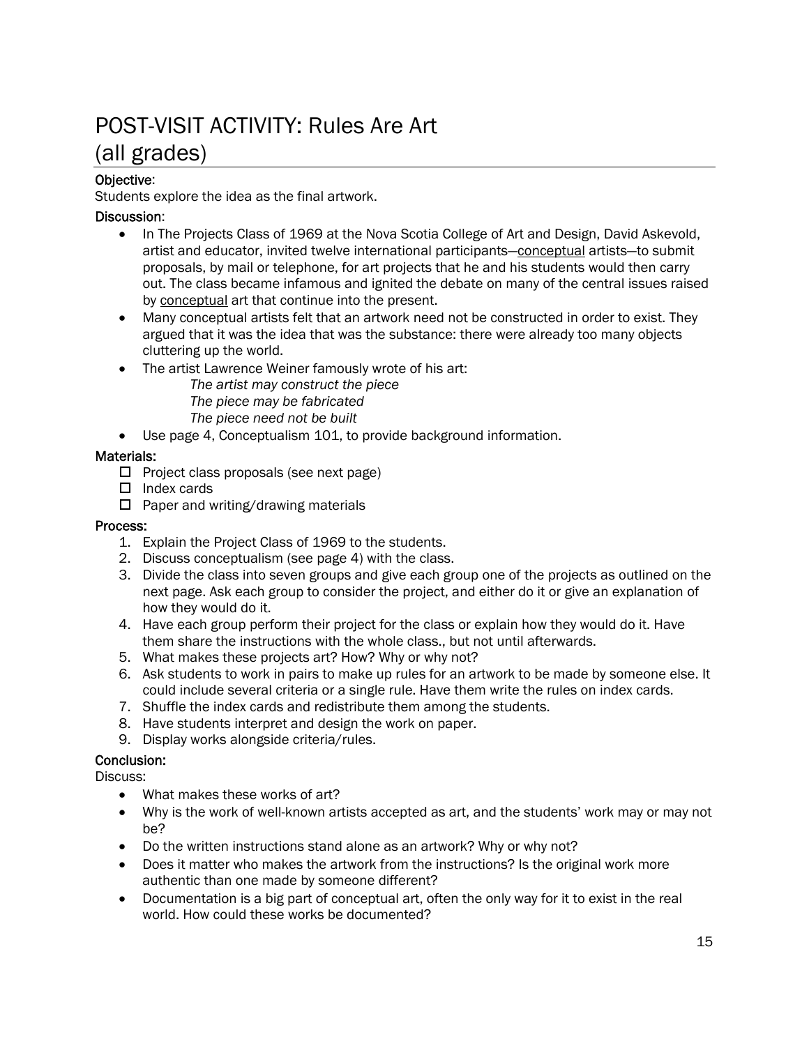# POST-VISIT ACTIVITY: Rules Are Art (all grades)

**Objective:**
Students explore the idea as the final artwork.

**Discussion:**

- In The Projects Class of 1969 at the Nova Scotia College of Art and Design, David Askevold, artist and educator, invited twelve international participants—conceptual artists—to submit proposals, by mail or telephone, for art projects that he and his students would then carry out. The class became infamous and ignited the debate on many of the central issues raised by conceptual art that continue into the present.
- Many conceptual artists felt that an artwork need not be constructed in order to exist. They argued that it was the idea that was the substance: there were already too many objects cluttering up the world.
- The artist Lawrence Weiner famously wrote of his art:

  *The artist may construct the piece*
  *The piece may be fabricated*
  *The piece need not be built*
- Use page 4, Conceptualism 101, to provide background information.

**Materials:**

- [ ] Project class proposals (see next page)
- [ ] Index cards
- [ ] Paper and writing/drawing materials

**Process:**

1. Explain the Project Class of 1969 to the students.
2. Discuss conceptualism (see page 4) with the class.
3. Divide the class into seven groups and give each group one of the projects as outlined on the next page. Ask each group to consider the project, and either do it or give an explanation of how they would do it.
4. Have each group perform their project for the class or explain how they would do it. Have them share the instructions with the whole class., but not until afterwards.
5. What makes these projects art? How? Why or why not?
6. Ask students to work in pairs to make up rules for an artwork to be made by someone else. It could include several criteria or a single rule. Have them write the rules on index cards.
7. Shuffle the index cards and redistribute them among the students.
8. Have students interpret and design the work on paper.
9. Display works alongside criteria/rules.

**Conclusion:**
Discuss:

- What makes these works of art?
- Why is the work of well-known artists accepted as art, and the students' work may or may not be?
- Do the written instructions stand alone as an artwork? Why or why not?
- Does it matter who makes the artwork from the instructions? Is the original work more authentic than one made by someone different?
- Documentation is a big part of conceptual art, often the only way for it to exist in the real world. How could these works be documented?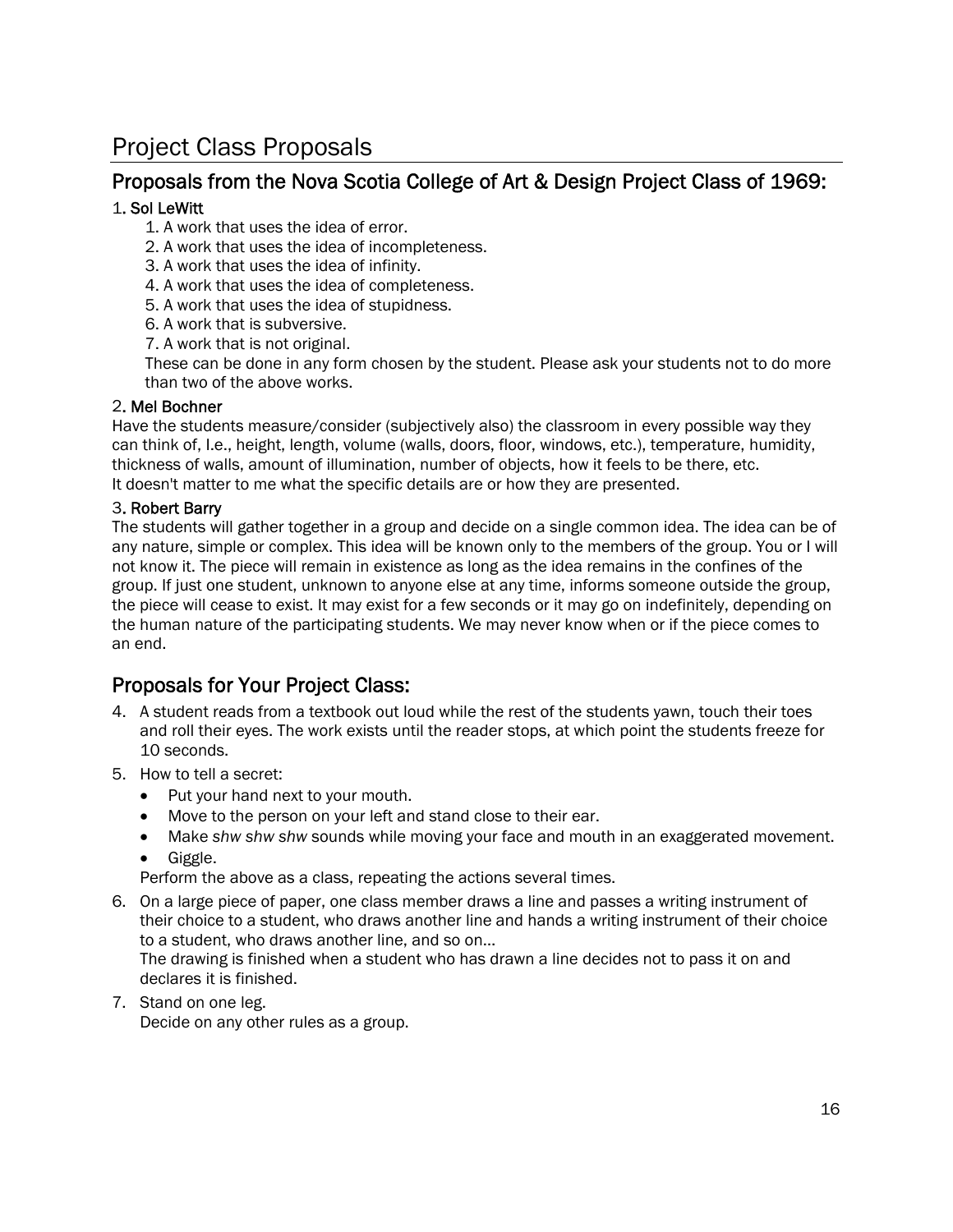# Project Class Proposals

## Proposals from the Nova Scotia College of Art & Design Project Class of 1969:

1. **Sol LeWitt**

   1. A work that uses the idea of error.
   2. A work that uses the idea of incompleteness.
   3. A work that uses the idea of infinity.
   4. A work that uses the idea of completeness.
   5. A work that uses the idea of stupidness.
   6. A work that is subversive.
   7. A work that is not original.

   These can be done in any form chosen by the student. Please ask your students not to do more than two of the above works.

2. **Mel Bochner**

Have the students measure/consider (subjectively also) the classroom in every possible way they can think of, I.e., height, length, volume (walls, doors, floor, windows, etc.), temperature, humidity, thickness of walls, amount of illumination, number of objects, how it feels to be there, etc.
It doesn't matter to me what the specific details are or how they are presented.

3. **Robert Barry**

The students will gather together in a group and decide on a single common idea. The idea can be of any nature, simple or complex. This idea will be known only to the members of the group. You or I will not know it. The piece will remain in existence as long as the idea remains in the confines of the group. If just one student, unknown to anyone else at any time, informs someone outside the group, the piece will cease to exist. It may exist for a few seconds or it may go on indefinitely, depending on the human nature of the participating students. We may never know when or if the piece comes to an end.

## Proposals for Your Project Class:

4. A student reads from a textbook out loud while the rest of the students yawn, touch their toes and roll their eyes. The work exists until the reader stops, at which point the students freeze for 10 seconds.
5. How to tell a secret:
   - Put your hand next to your mouth.
   - Move to the person on your left and stand close to their ear.
   - Make *shw shw shw* sounds while moving your face and mouth in an exaggerated movement.
   - Giggle.

   Perform the above as a class, repeating the actions several times.
6. On a large piece of paper, one class member draws a line and passes a writing instrument of their choice to a student, who draws another line and hands a writing instrument of their choice to a student, who draws another line, and so on…
   The drawing is finished when a student who has drawn a line decides not to pass it on and declares it is finished.
7. Stand on one leg.
   Decide on any other rules as a group.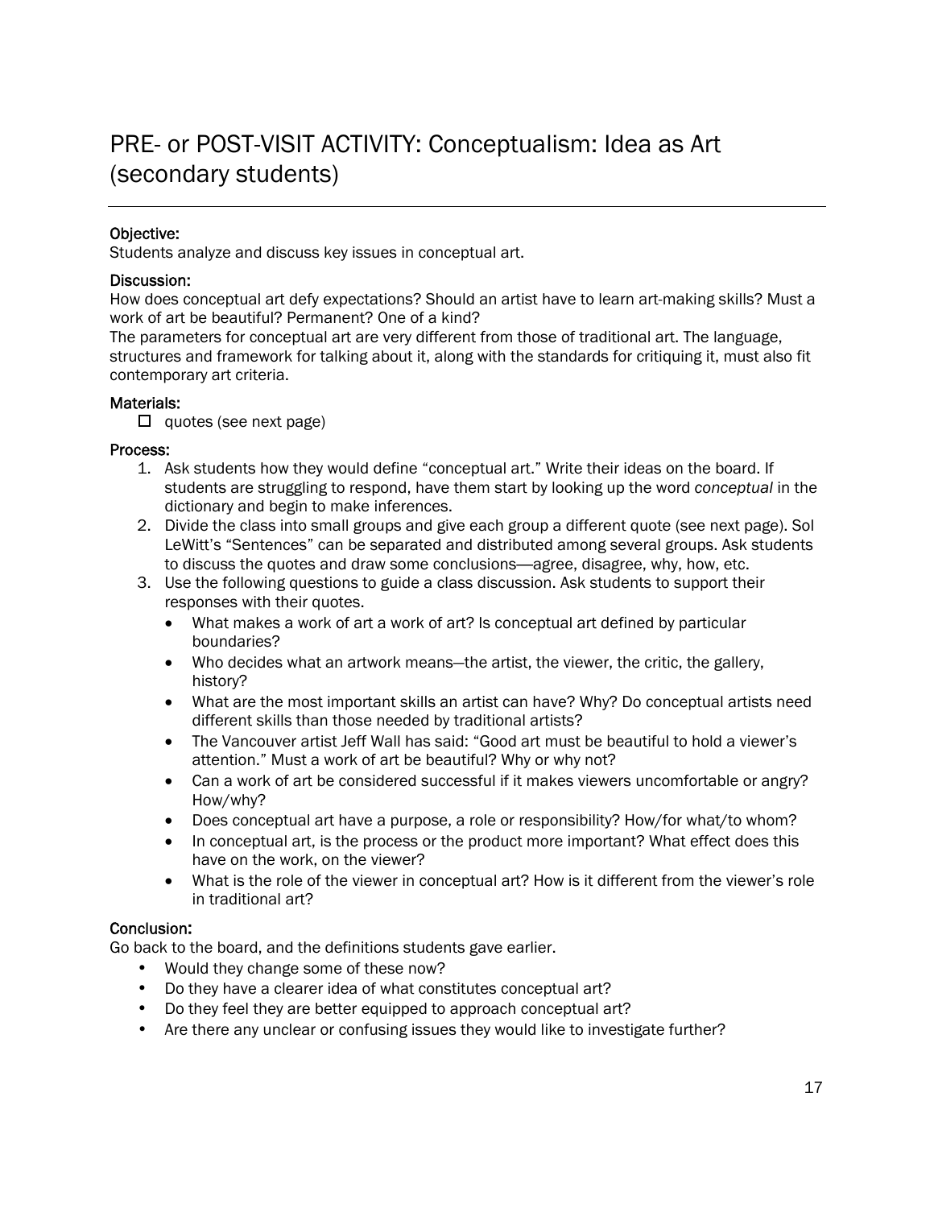# PRE- or POST-VISIT ACTIVITY: Conceptualism: Idea as Art (secondary students)

**Objective:**

Students analyze and discuss key issues in conceptual art.

**Discussion:**

How does conceptual art defy expectations? Should an artist have to learn art-making skills? Must a work of art be beautiful? Permanent? One of a kind?

The parameters for conceptual art are very different from those of traditional art. The language, structures and framework for talking about it, along with the standards for critiquing it, must also fit contemporary art criteria.

**Materials:**

- ☐ quotes (see next page)

**Process:**

1. Ask students how they would define "conceptual art." Write their ideas on the board. If students are struggling to respond, have them start by looking up the word *conceptual* in the dictionary and begin to make inferences.
2. Divide the class into small groups and give each group a different quote (see next page). Sol LeWitt's "Sentences" can be separated and distributed among several groups. Ask students to discuss the quotes and draw some conclusions—agree, disagree, why, how, etc.
3. Use the following questions to guide a class discussion. Ask students to support their responses with their quotes.
   - What makes a work of art a work of art? Is conceptual art defined by particular boundaries?
   - Who decides what an artwork means—the artist, the viewer, the critic, the gallery, history?
   - What are the most important skills an artist can have? Why? Do conceptual artists need different skills than those needed by traditional artists?
   - The Vancouver artist Jeff Wall has said: "Good art must be beautiful to hold a viewer's attention." Must a work of art be beautiful? Why or why not?
   - Can a work of art be considered successful if it makes viewers uncomfortable or angry? How/why?
   - Does conceptual art have a purpose, a role or responsibility? How/for what/to whom?
   - In conceptual art, is the process or the product more important? What effect does this have on the work, on the viewer?
   - What is the role of the viewer in conceptual art? How is it different from the viewer's role in traditional art?

**Conclusion:**

Go back to the board, and the definitions students gave earlier.

- Would they change some of these now?
- Do they have a clearer idea of what constitutes conceptual art?
- Do they feel they are better equipped to approach conceptual art?
- Are there any unclear or confusing issues they would like to investigate further?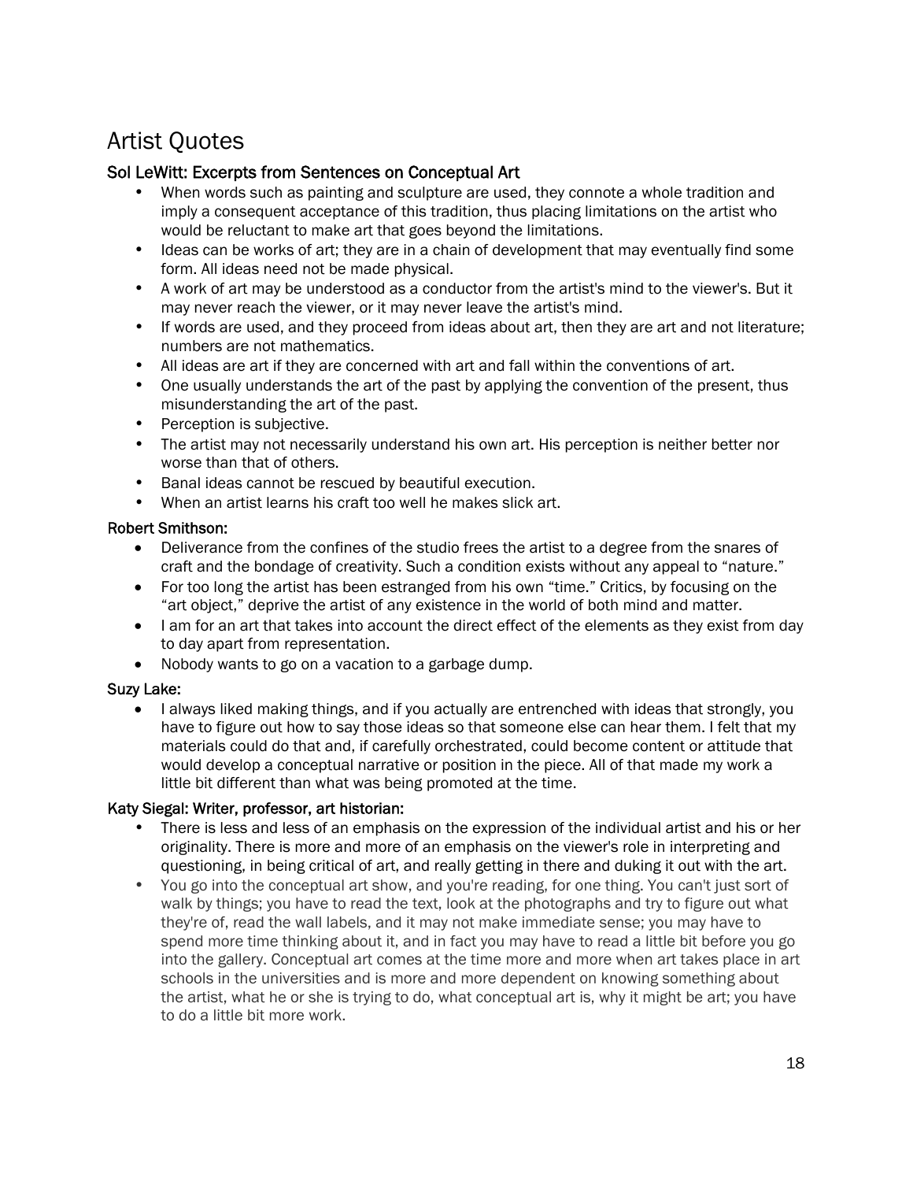# Artist Quotes

### Sol LeWitt: Excerpts from Sentences on Conceptual Art

- When words such as painting and sculpture are used, they connote a whole tradition and imply a consequent acceptance of this tradition, thus placing limitations on the artist who would be reluctant to make art that goes beyond the limitations.
- Ideas can be works of art; they are in a chain of development that may eventually find some form. All ideas need not be made physical.
- A work of art may be understood as a conductor from the artist's mind to the viewer's. But it may never reach the viewer, or it may never leave the artist's mind.
- If words are used, and they proceed from ideas about art, then they are art and not literature; numbers are not mathematics.
- All ideas are art if they are concerned with art and fall within the conventions of art.
- One usually understands the art of the past by applying the convention of the present, thus misunderstanding the art of the past.
- Perception is subjective.
- The artist may not necessarily understand his own art. His perception is neither better nor worse than that of others.
- Banal ideas cannot be rescued by beautiful execution.
- When an artist learns his craft too well he makes slick art.

### Robert Smithson:

- Deliverance from the confines of the studio frees the artist to a degree from the snares of craft and the bondage of creativity. Such a condition exists without any appeal to "nature."
- For too long the artist has been estranged from his own "time." Critics, by focusing on the "art object," deprive the artist of any existence in the world of both mind and matter.
- I am for an art that takes into account the direct effect of the elements as they exist from day to day apart from representation.
- Nobody wants to go on a vacation to a garbage dump.

### Suzy Lake:

- I always liked making things, and if you actually are entrenched with ideas that strongly, you have to figure out how to say those ideas so that someone else can hear them. I felt that my materials could do that and, if carefully orchestrated, could become content or attitude that would develop a conceptual narrative or position in the piece. All of that made my work a little bit different than what was being promoted at the time.

### Katy Siegal: Writer, professor, art historian:

- There is less and less of an emphasis on the expression of the individual artist and his or her originality. There is more and more of an emphasis on the viewer's role in interpreting and questioning, in being critical of art, and really getting in there and duking it out with the art.
- You go into the conceptual art show, and you're reading, for one thing. You can't just sort of walk by things; you have to read the text, look at the photographs and try to figure out what they're of, read the wall labels, and it may not make immediate sense; you may have to spend more time thinking about it, and in fact you may have to read a little bit before you go into the gallery. Conceptual art comes at the time more and more when art takes place in art schools in the universities and is more and more dependent on knowing something about the artist, what he or she is trying to do, what conceptual art is, why it might be art; you have to do a little bit more work.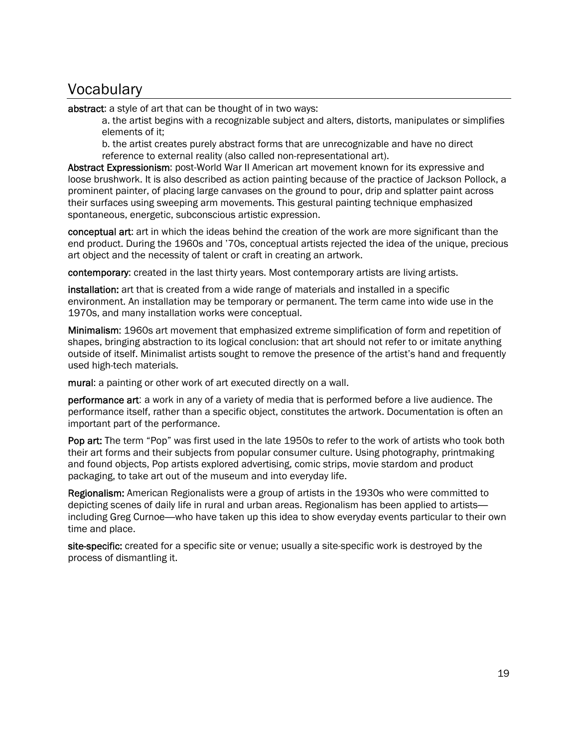# Vocabulary

**abstract**: a style of art that can be thought of in two ways:

a. the artist begins with a recognizable subject and alters, distorts, manipulates or simplifies elements of it;

b. the artist creates purely abstract forms that are unrecognizable and have no direct reference to external reality (also called non-representational art).

**Abstract Expressionism**: post-World War II American art movement known for its expressive and loose brushwork. It is also described as action painting because of the practice of Jackson Pollock, a prominent painter, of placing large canvases on the ground to pour, drip and splatter paint across their surfaces using sweeping arm movements. This gestural painting technique emphasized spontaneous, energetic, subconscious artistic expression.

**conceptual art**: art in which the ideas behind the creation of the work are more significant than the end product. During the 1960s and '70s, conceptual artists rejected the idea of the unique, precious art object and the necessity of talent or craft in creating an artwork.

**contemporary**: created in the last thirty years. Most contemporary artists are living artists.

**installation:** art that is created from a wide range of materials and installed in a specific environment. An installation may be temporary or permanent. The term came into wide use in the 1970s, and many installation works were conceptual.

**Minimalism**: 1960s art movement that emphasized extreme simplification of form and repetition of shapes, bringing abstraction to its logical conclusion: that art should not refer to or imitate anything outside of itself. Minimalist artists sought to remove the presence of the artist's hand and frequently used high-tech materials.

**mural**: a painting or other work of art executed directly on a wall.

**performance art**: a work in any of a variety of media that is performed before a live audience. The performance itself, rather than a specific object, constitutes the artwork. Documentation is often an important part of the performance.

**Pop art:** The term "Pop" was first used in the late 1950s to refer to the work of artists who took both their art forms and their subjects from popular consumer culture. Using photography, printmaking and found objects, Pop artists explored advertising, comic strips, movie stardom and product packaging, to take art out of the museum and into everyday life.

**Regionalism:** American Regionalists were a group of artists in the 1930s who were committed to depicting scenes of daily life in rural and urban areas. Regionalism has been applied to artists—including Greg Curnoe—who have taken up this idea to show everyday events particular to their own time and place.

**site-specific:** created for a specific site or venue; usually a site-specific work is destroyed by the process of dismantling it.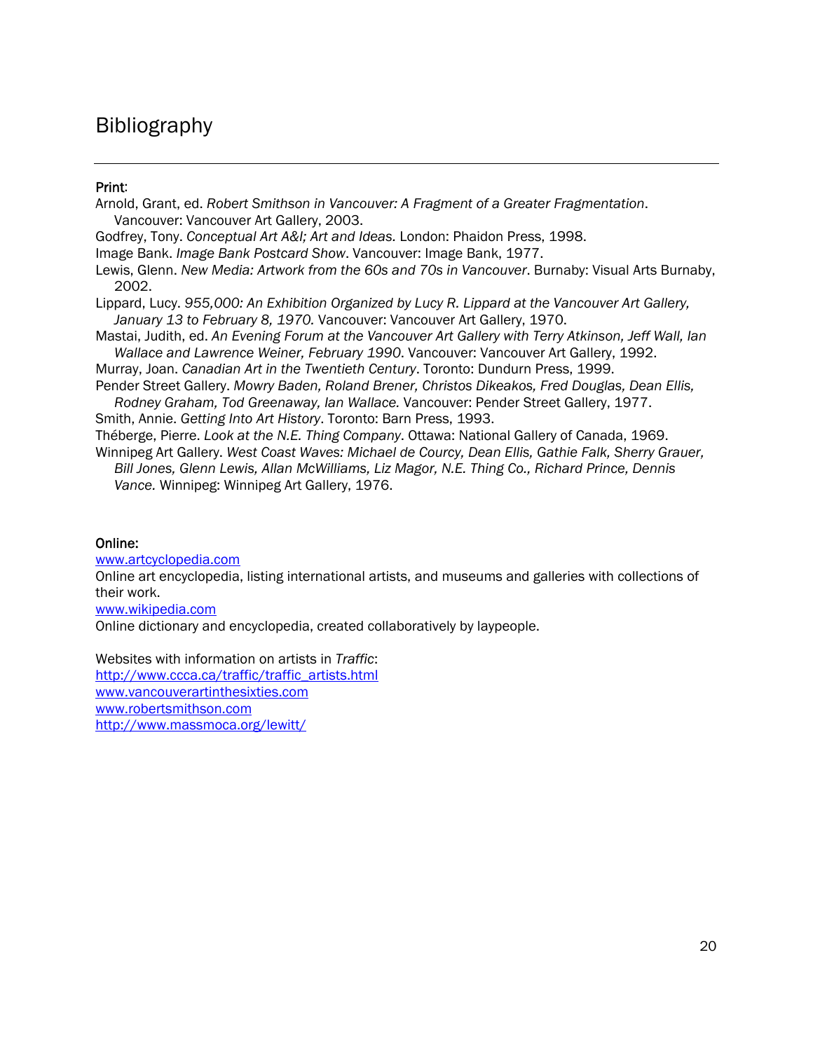# Bibliography

**Print:**

Arnold, Grant, ed. *Robert Smithson in Vancouver: A Fragment of a Greater Fragmentation*. Vancouver: Vancouver Art Gallery, 2003.

Godfrey, Tony. *Conceptual Art A&I; Art and Ideas.* London: Phaidon Press, 1998.

Image Bank. *Image Bank Postcard Show*. Vancouver: Image Bank, 1977.

Lewis, Glenn. *New Media: Artwork from the 60s and 70s in Vancouver*. Burnaby: Visual Arts Burnaby, 2002.

Lippard, Lucy. *955,000: An Exhibition Organized by Lucy R. Lippard at the Vancouver Art Gallery, January 13 to February 8, 1970.* Vancouver: Vancouver Art Gallery, 1970.

Mastai, Judith, ed. *An Evening Forum at the Vancouver Art Gallery with Terry Atkinson, Jeff Wall, Ian Wallace and Lawrence Weiner, February 1990*. Vancouver: Vancouver Art Gallery, 1992.

Murray, Joan. *Canadian Art in the Twentieth Century*. Toronto: Dundurn Press, 1999.

Pender Street Gallery. *Mowry Baden, Roland Brener, Christos Dikeakos, Fred Douglas, Dean Ellis, Rodney Graham, Tod Greenaway, Ian Wallace.* Vancouver: Pender Street Gallery, 1977.

Smith, Annie. *Getting Into Art History*. Toronto: Barn Press, 1993.

Théberge, Pierre. *Look at the N.E. Thing Company*. Ottawa: National Gallery of Canada, 1969.

Winnipeg Art Gallery. *West Coast Waves: Michael de Courcy, Dean Ellis, Gathie Falk, Sherry Grauer, Bill Jones, Glenn Lewis, Allan McWilliams, Liz Magor, N.E. Thing Co., Richard Prince, Dennis Vance.* Winnipeg: Winnipeg Art Gallery, 1976.

**Online:**

www.artcyclopedia.com
Online art encyclopedia, listing international artists, and museums and galleries with collections of their work.

www.wikipedia.com
Online dictionary and encyclopedia, created collaboratively by laypeople.

Websites with information on artists in *Traffic*:
http://www.ccca.ca/traffic/traffic_artists.html
www.vancouverartinthesixties.com
www.robertsmithson.com
http://www.massmoca.org/lewitt/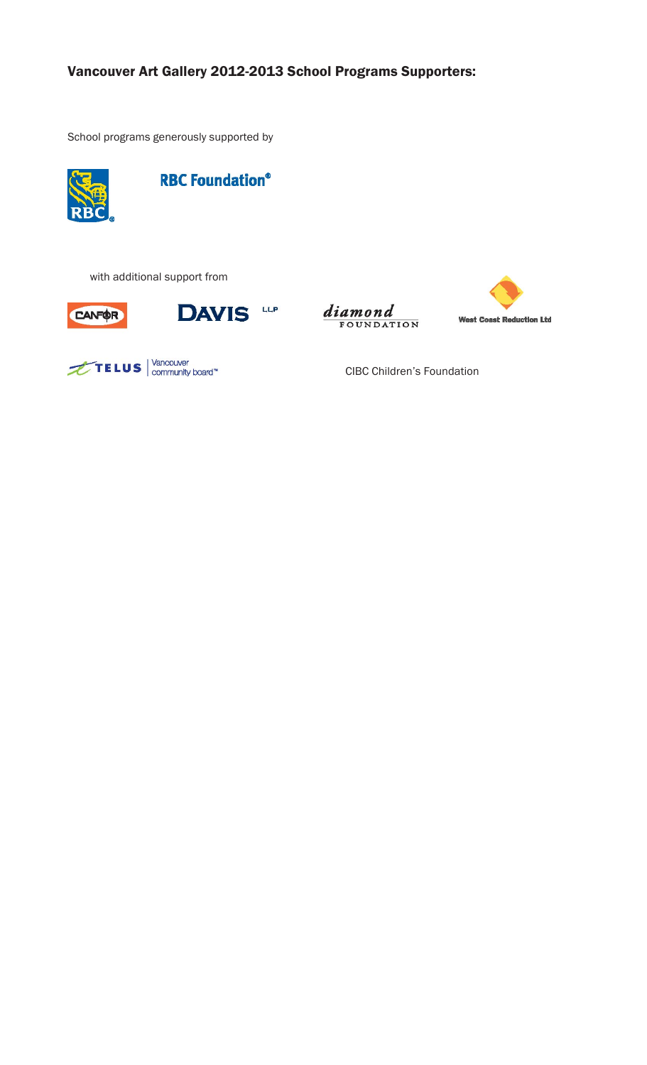## Vancouver Art Gallery 2012-2013 School Programs Supporters:

School programs generously supported by

RBC Foundation®

with additional support from

CANFOR

DAVIS LLP

diamond FOUNDATION

West Coast Reduction Ltd

TELUS Vancouver community board™

CIBC Children's Foundation